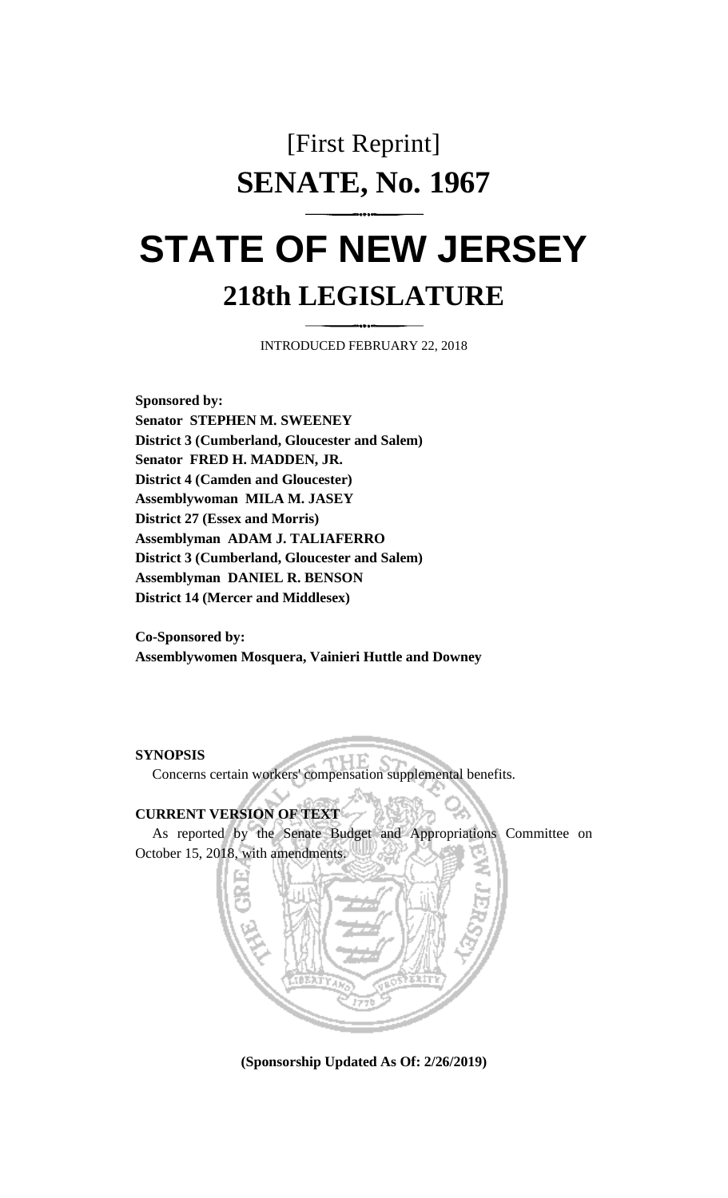# [First Reprint]

# SENATE, No. 1967

# STATE OF NEW JERSEY

## 218th LEGISLATURE

INTRODUCED FEBRUARY 22, 2018

**Sponsored by:**
**Senator STEPHEN M. SWEENEY**
**District 3 (Cumberland, Gloucester and Salem)**
**Senator FRED H. MADDEN, JR.**
**District 4 (Camden and Gloucester)**
**Assemblywoman MILA M. JASEY**
**District 27 (Essex and Morris)**
**Assemblyman ADAM J. TALIAFERRO**
**District 3 (Cumberland, Gloucester and Salem)**
**Assemblyman DANIEL R. BENSON**
**District 14 (Mercer and Middlesex)**

**Co-Sponsored by:**
**Assemblywomen Mosquera, Vainieri Huttle and Downey**

**SYNOPSIS**

Concerns certain workers' compensation supplemental benefits.

**CURRENT VERSION OF TEXT**

As reported by the Senate Budget and Appropriations Committee on October 15, 2018, with amendments.

**(Sponsorship Updated As Of: 2/26/2019)**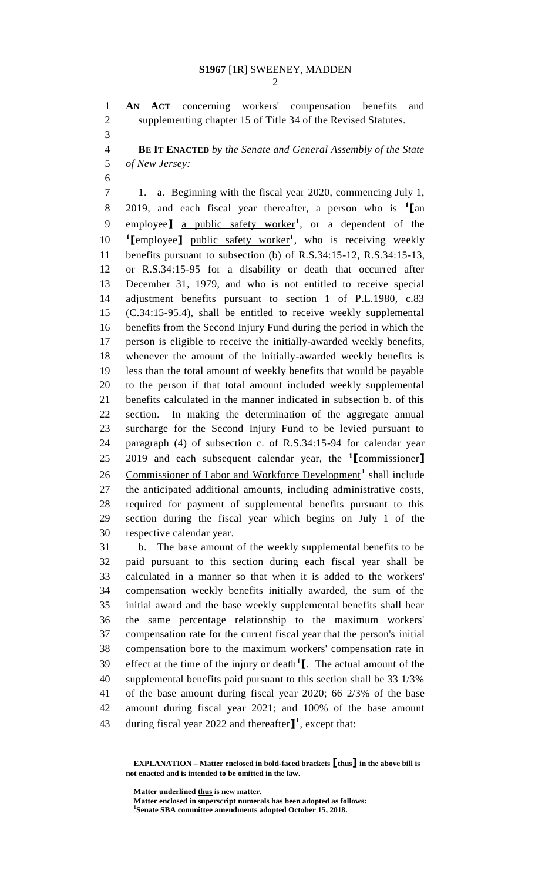**AN ACT** concerning workers' compensation benefits and supplementing chapter 15 of Title 34 of the Revised Statutes.

**BE IT ENACTED** *by the Senate and General Assembly of the State of New Jersey:*

1. a. Beginning with the fiscal year 2020, commencing July 1, 2019, and each fiscal year thereafter, a person who is [1]**[**an employee**]** a public safety worker[1], or a dependent of the [1]**[**employee**]** public safety worker[1], who is receiving weekly benefits pursuant to subsection (b) of R.S.34:15-12, R.S.34:15-13, or R.S.34:15-95 for a disability or death that occurred after December 31, 1979, and who is not entitled to receive special adjustment benefits pursuant to section 1 of P.L.1980, c.83 (C.34:15-95.4), shall be entitled to receive weekly supplemental benefits from the Second Injury Fund during the period in which the person is eligible to receive the initially-awarded weekly benefits, whenever the amount of the initially-awarded weekly benefits is less than the total amount of weekly benefits that would be payable to the person if that total amount included weekly supplemental benefits calculated in the manner indicated in subsection b. of this section. In making the determination of the aggregate annual surcharge for the Second Injury Fund to be levied pursuant to paragraph (4) of subsection c. of R.S.34:15-94 for calendar year 2019 and each subsequent calendar year, the [1]**[**commissioner**]** Commissioner of Labor and Workforce Development[1] shall include the anticipated additional amounts, including administrative costs, required for payment of supplemental benefits pursuant to this section during the fiscal year which begins on July 1 of the respective calendar year.

b. The base amount of the weekly supplemental benefits to be paid pursuant to this section during each fiscal year shall be calculated in a manner so that when it is added to the workers' compensation weekly benefits initially awarded, the sum of the initial award and the base weekly supplemental benefits shall bear the same percentage relationship to the maximum workers' compensation rate for the current fiscal year that the person's initial compensation bore to the maximum workers' compensation rate in effect at the time of the injury or death[1]**[**. The actual amount of the supplemental benefits paid pursuant to this section shall be 33 1/3% of the base amount during fiscal year 2020; 66 2/3% of the base amount during fiscal year 2021; and 100% of the base amount during fiscal year 2022 and thereafter**]**[1], except that:

**EXPLANATION – Matter enclosed in bold-faced brackets [thus] in the above bill is not enacted and is intended to be omitted in the law.**

**Matter underlined thus is new matter.**
**Matter enclosed in superscript numerals has been adopted as follows:**
**[1]Senate SBA committee amendments adopted October 15, 2018.**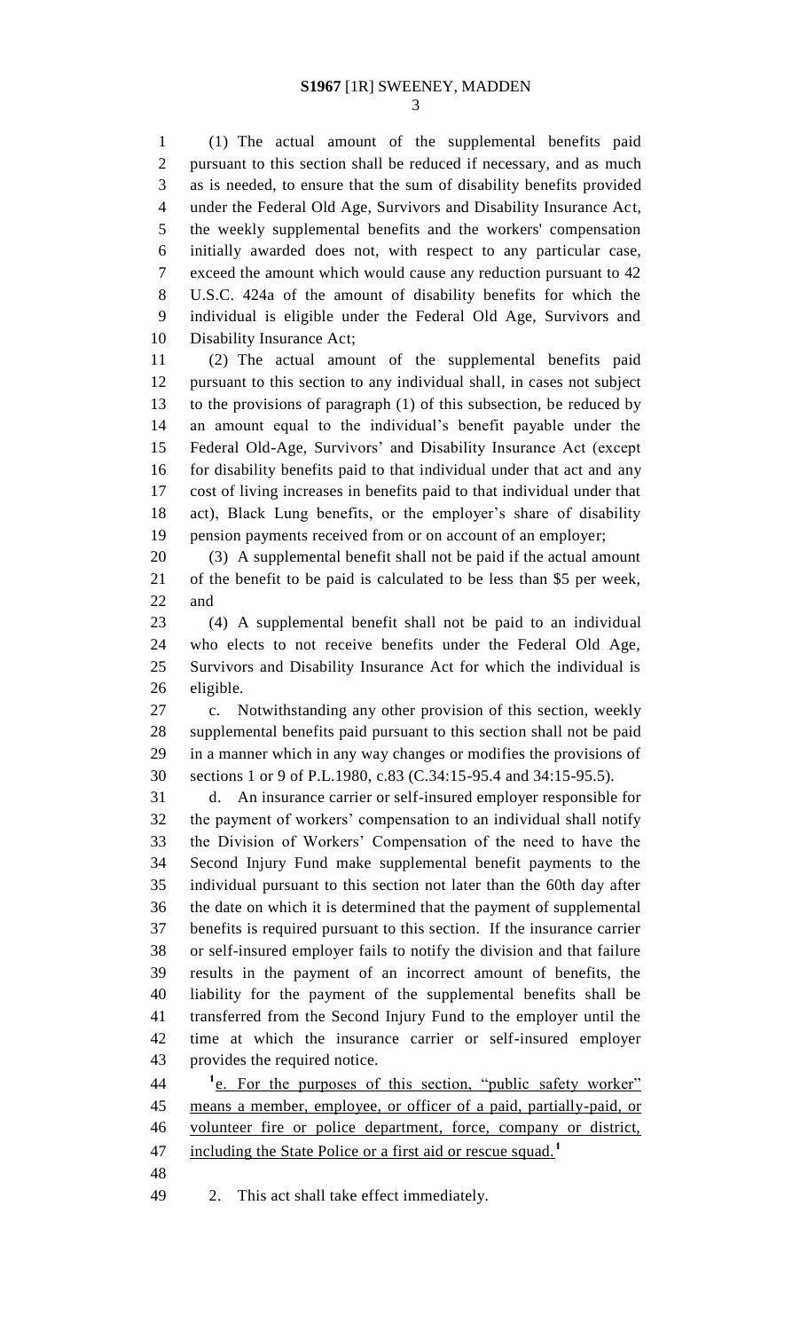(1) The actual amount of the supplemental benefits paid pursuant to this section shall be reduced if necessary, and as much as is needed, to ensure that the sum of disability benefits provided under the Federal Old Age, Survivors and Disability Insurance Act, the weekly supplemental benefits and the workers' compensation initially awarded does not, with respect to any particular case, exceed the amount which would cause any reduction pursuant to 42 U.S.C. 424a of the amount of disability benefits for which the individual is eligible under the Federal Old Age, Survivors and Disability Insurance Act;

(2) The actual amount of the supplemental benefits paid pursuant to this section to any individual shall, in cases not subject to the provisions of paragraph (1) of this subsection, be reduced by an amount equal to the individual's benefit payable under the Federal Old-Age, Survivors' and Disability Insurance Act (except for disability benefits paid to that individual under that act and any cost of living increases in benefits paid to that individual under that act), Black Lung benefits, or the employer's share of disability pension payments received from or on account of an employer;

(3) A supplemental benefit shall not be paid if the actual amount of the benefit to be paid is calculated to be less than $5 per week, and

(4) A supplemental benefit shall not be paid to an individual who elects to not receive benefits under the Federal Old Age, Survivors and Disability Insurance Act for which the individual is eligible.

c. Notwithstanding any other provision of this section, weekly supplemental benefits paid pursuant to this section shall not be paid in a manner which in any way changes or modifies the provisions of sections 1 or 9 of P.L.1980, c.83 (C.34:15-95.4 and 34:15-95.5).

d. An insurance carrier or self-insured employer responsible for the payment of workers' compensation to an individual shall notify the Division of Workers' Compensation of the need to have the Second Injury Fund make supplemental benefit payments to the individual pursuant to this section not later than the 60th day after the date on which it is determined that the payment of supplemental benefits is required pursuant to this section. If the insurance carrier or self-insured employer fails to notify the division and that failure results in the payment of an incorrect amount of benefits, the liability for the payment of the supplemental benefits shall be transferred from the Second Injury Fund to the employer until the time at which the insurance carrier or self-insured employer provides the required notice.

[1]e. For the purposes of this section, "public safety worker" means a member, employee, or officer of a paid, partially-paid, or volunteer fire or police department, force, company or district, including the State Police or a first aid or rescue squad.[1]

2. This act shall take effect immediately.